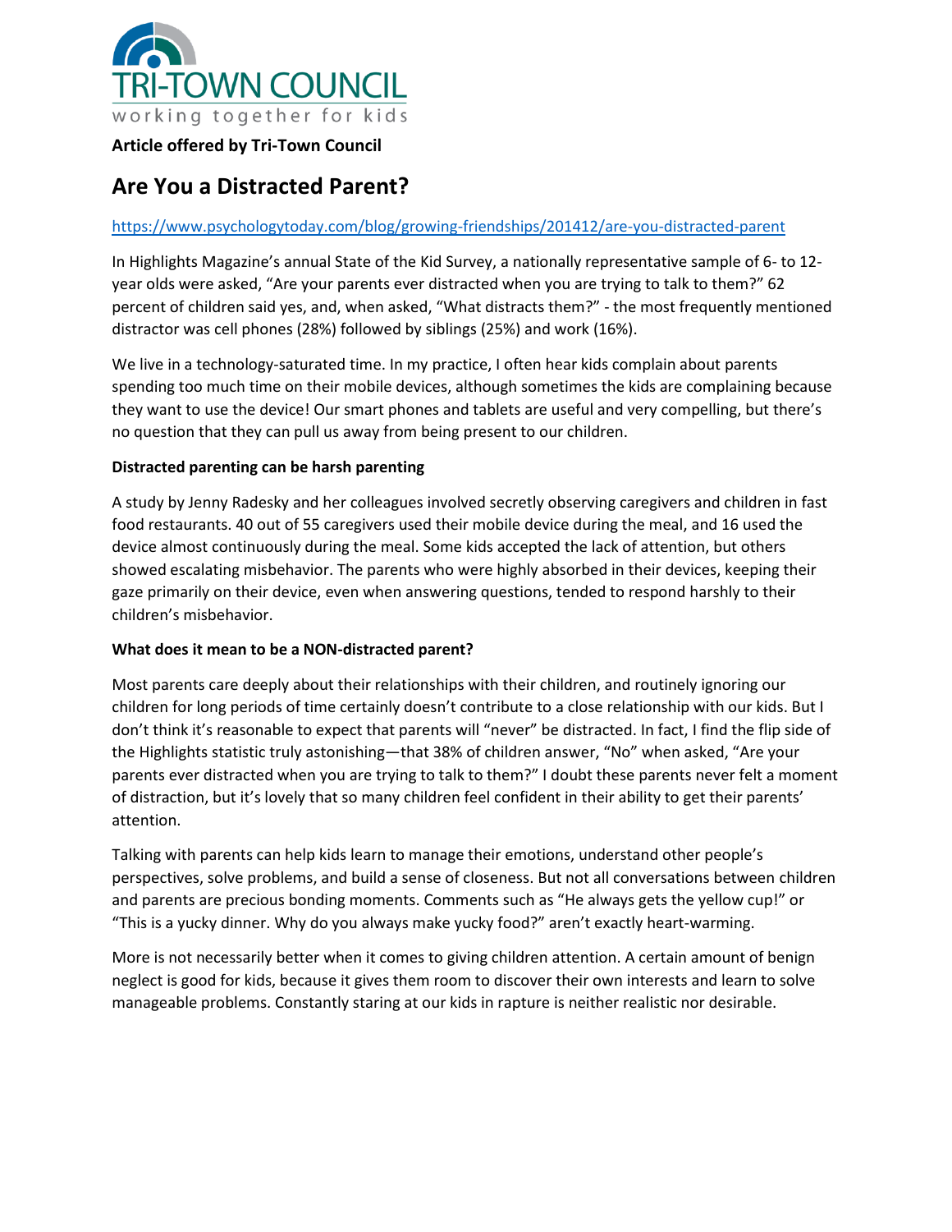TRI-TOWN COUNCIL

working together for kids

**Article offered by Tri-Town Council**

# Are You a Distracted Parent?

https://www.psychologytoday.com/blog/growing-friendships/201412/are-you-distracted-parent

In Highlights Magazine's annual State of the Kid Survey, a nationally representative sample of 6- to 12-year olds were asked, "Are your parents ever distracted when you are trying to talk to them?" 62 percent of children said yes, and, when asked, "What distracts them?" - the most frequently mentioned distractor was cell phones (28%) followed by siblings (25%) and work (16%).

We live in a technology-saturated time. In my practice, I often hear kids complain about parents spending too much time on their mobile devices, although sometimes the kids are complaining because they want to use the device! Our smart phones and tablets are useful and very compelling, but there's no question that they can pull us away from being present to our children.

**Distracted parenting can be harsh parenting**

A study by Jenny Radesky and her colleagues involved secretly observing caregivers and children in fast food restaurants. 40 out of 55 caregivers used their mobile device during the meal, and 16 used the device almost continuously during the meal. Some kids accepted the lack of attention, but others showed escalating misbehavior. The parents who were highly absorbed in their devices, keeping their gaze primarily on their device, even when answering questions, tended to respond harshly to their children's misbehavior.

**What does it mean to be a NON-distracted parent?**

Most parents care deeply about their relationships with their children, and routinely ignoring our children for long periods of time certainly doesn't contribute to a close relationship with our kids. But I don't think it's reasonable to expect that parents will "never" be distracted. In fact, I find the flip side of the Highlights statistic truly astonishing—that 38% of children answer, "No" when asked, "Are your parents ever distracted when you are trying to talk to them?" I doubt these parents never felt a moment of distraction, but it's lovely that so many children feel confident in their ability to get their parents' attention.

Talking with parents can help kids learn to manage their emotions, understand other people's perspectives, solve problems, and build a sense of closeness. But not all conversations between children and parents are precious bonding moments. Comments such as "He always gets the yellow cup!" or "This is a yucky dinner. Why do you always make yucky food?" aren't exactly heart-warming.

More is not necessarily better when it comes to giving children attention. A certain amount of benign neglect is good for kids, because it gives them room to discover their own interests and learn to solve manageable problems. Constantly staring at our kids in rapture is neither realistic nor desirable.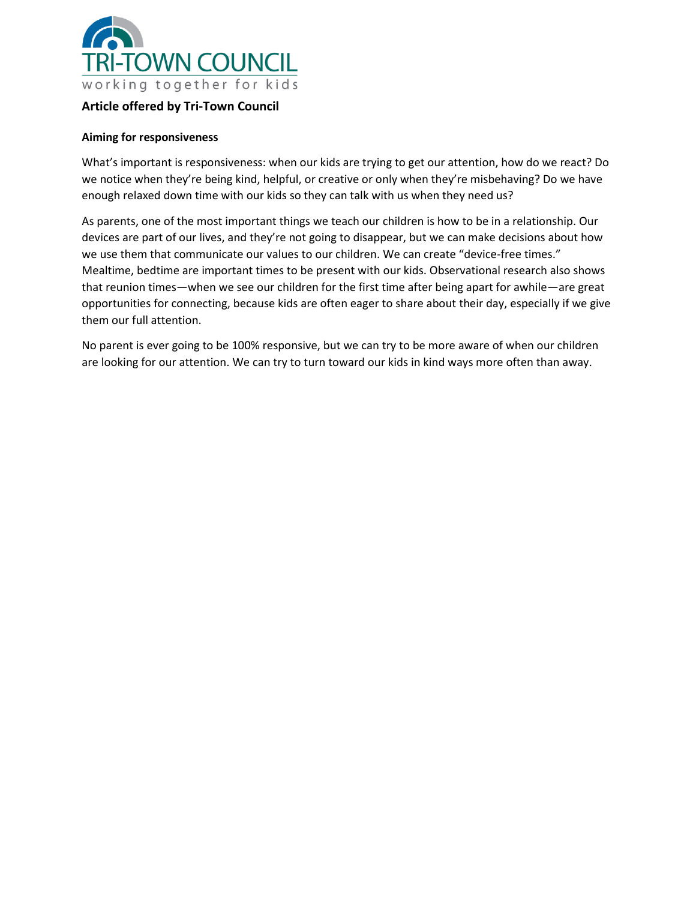TRI-TOWN COUNCIL

working together for kids

**Article offered by Tri-Town Council**

**Aiming for responsiveness**

What's important is responsiveness: when our kids are trying to get our attention, how do we react? Do we notice when they're being kind, helpful, or creative or only when they're misbehaving? Do we have enough relaxed down time with our kids so they can talk with us when they need us?

As parents, one of the most important things we teach our children is how to be in a relationship. Our devices are part of our lives, and they're not going to disappear, but we can make decisions about how we use them that communicate our values to our children. We can create "device-free times." Mealtime, bedtime are important times to be present with our kids. Observational research also shows that reunion times—when we see our children for the first time after being apart for awhile—are great opportunities for connecting, because kids are often eager to share about their day, especially if we give them our full attention.

No parent is ever going to be 100% responsive, but we can try to be more aware of when our children are looking for our attention. We can try to turn toward our kids in kind ways more often than away.